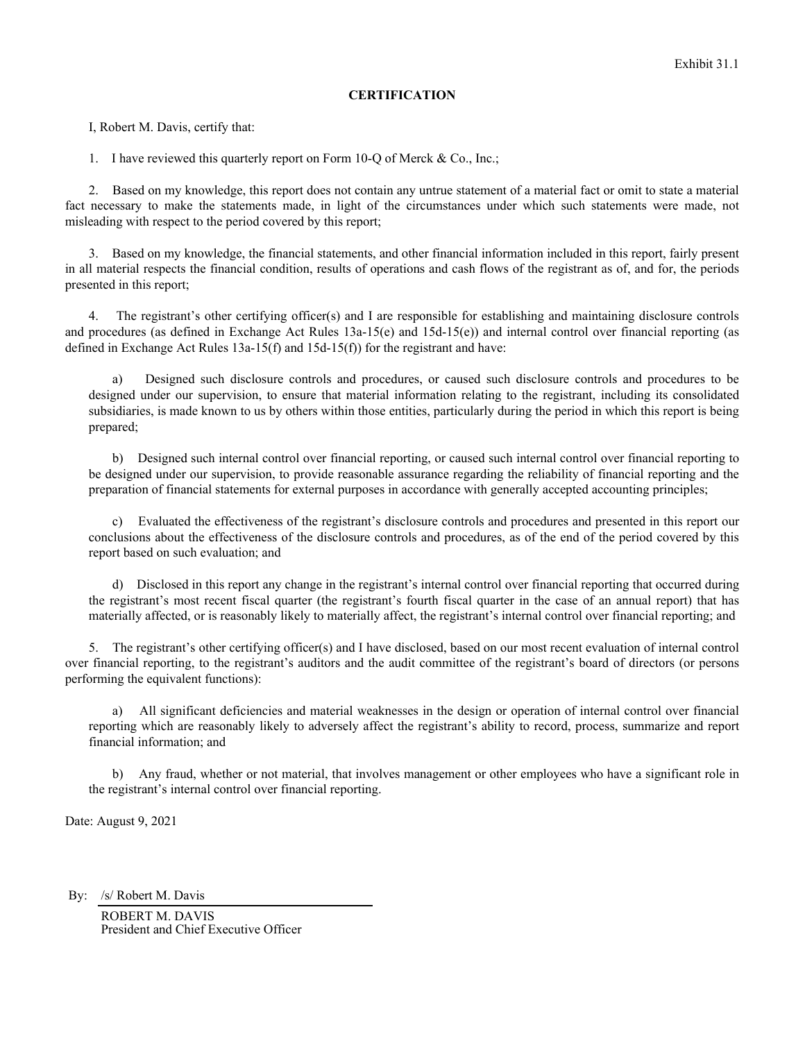Exhibit 31.1

**CERTIFICATION**

I, Robert M. Davis, certify that:

1. I have reviewed this quarterly report on Form 10-Q of Merck & Co., Inc.;

2. Based on my knowledge, this report does not contain any untrue statement of a material fact or omit to state a material fact necessary to make the statements made, in light of the circumstances under which such statements were made, not misleading with respect to the period covered by this report;

3. Based on my knowledge, the financial statements, and other financial information included in this report, fairly present in all material respects the financial condition, results of operations and cash flows of the registrant as of, and for, the periods presented in this report;

4. The registrant's other certifying officer(s) and I are responsible for establishing and maintaining disclosure controls and procedures (as defined in Exchange Act Rules 13a-15(e) and 15d-15(e)) and internal control over financial reporting (as defined in Exchange Act Rules 13a-15(f) and 15d-15(f)) for the registrant and have:

   a) Designed such disclosure controls and procedures, or caused such disclosure controls and procedures to be designed under our supervision, to ensure that material information relating to the registrant, including its consolidated subsidiaries, is made known to us by others within those entities, particularly during the period in which this report is being prepared;

   b) Designed such internal control over financial reporting, or caused such internal control over financial reporting to be designed under our supervision, to provide reasonable assurance regarding the reliability of financial reporting and the preparation of financial statements for external purposes in accordance with generally accepted accounting principles;

   c) Evaluated the effectiveness of the registrant's disclosure controls and procedures and presented in this report our conclusions about the effectiveness of the disclosure controls and procedures, as of the end of the period covered by this report based on such evaluation; and

   d) Disclosed in this report any change in the registrant's internal control over financial reporting that occurred during the registrant's most recent fiscal quarter (the registrant's fourth fiscal quarter in the case of an annual report) that has materially affected, or is reasonably likely to materially affect, the registrant's internal control over financial reporting; and

5. The registrant's other certifying officer(s) and I have disclosed, based on our most recent evaluation of internal control over financial reporting, to the registrant's auditors and the audit committee of the registrant's board of directors (or persons performing the equivalent functions):

   a) All significant deficiencies and material weaknesses in the design or operation of internal control over financial reporting which are reasonably likely to adversely affect the registrant's ability to record, process, summarize and report financial information; and

   b) Any fraud, whether or not material, that involves management or other employees who have a significant role in the registrant's internal control over financial reporting.

Date: August 9, 2021

By: /s/ Robert M. Davis

ROBERT M. DAVIS
President and Chief Executive Officer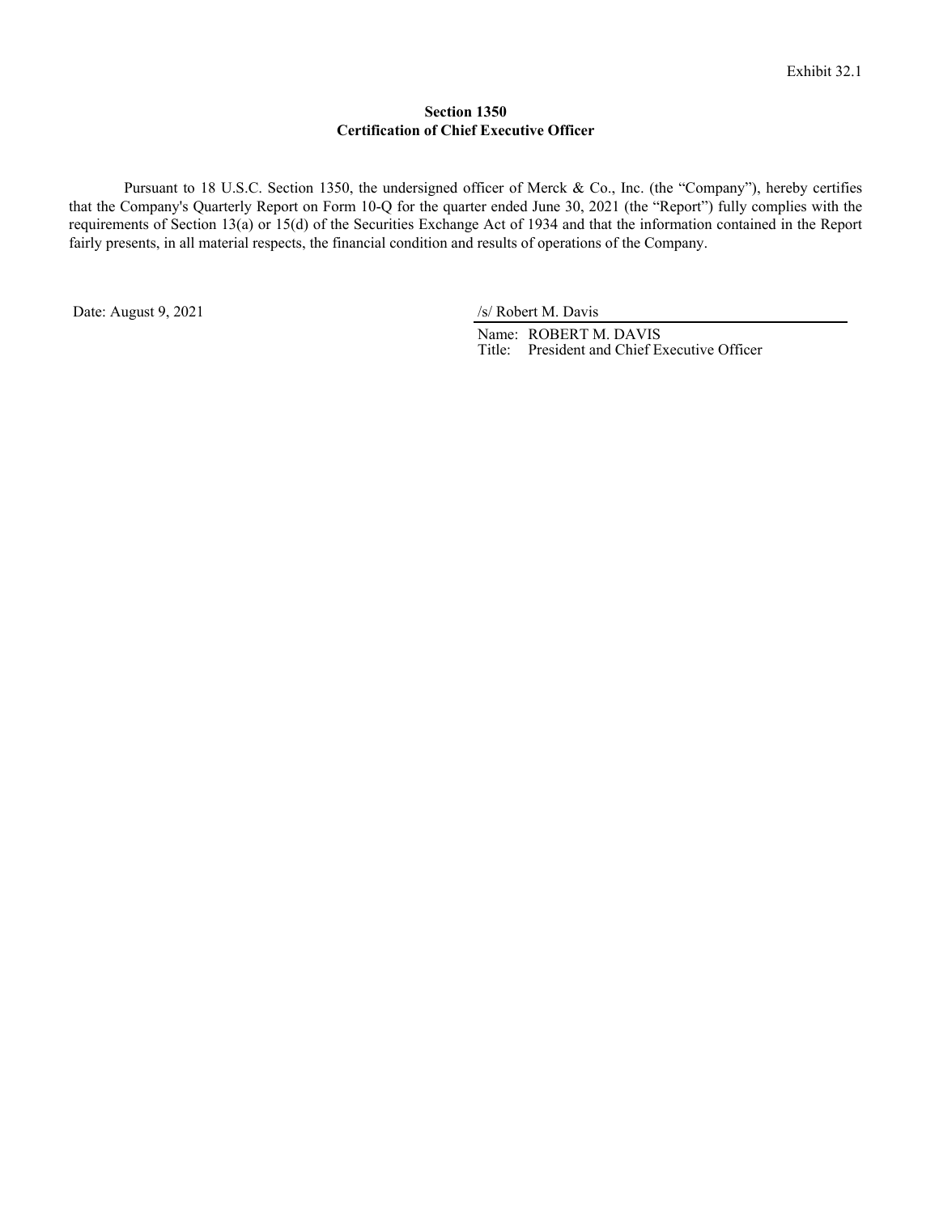Exhibit 32.1

**Section 1350**
**Certification of Chief Executive Officer**

Pursuant to 18 U.S.C. Section 1350, the undersigned officer of Merck & Co., Inc. (the "Company"), hereby certifies that the Company's Quarterly Report on Form 10-Q for the quarter ended June 30, 2021 (the "Report") fully complies with the requirements of Section 13(a) or 15(d) of the Securities Exchange Act of 1934 and that the information contained in the Report fairly presents, in all material respects, the financial condition and results of operations of the Company.

Date: August 9, 2021

/s/ Robert M. Davis

Name: ROBERT M. DAVIS
Title: President and Chief Executive Officer